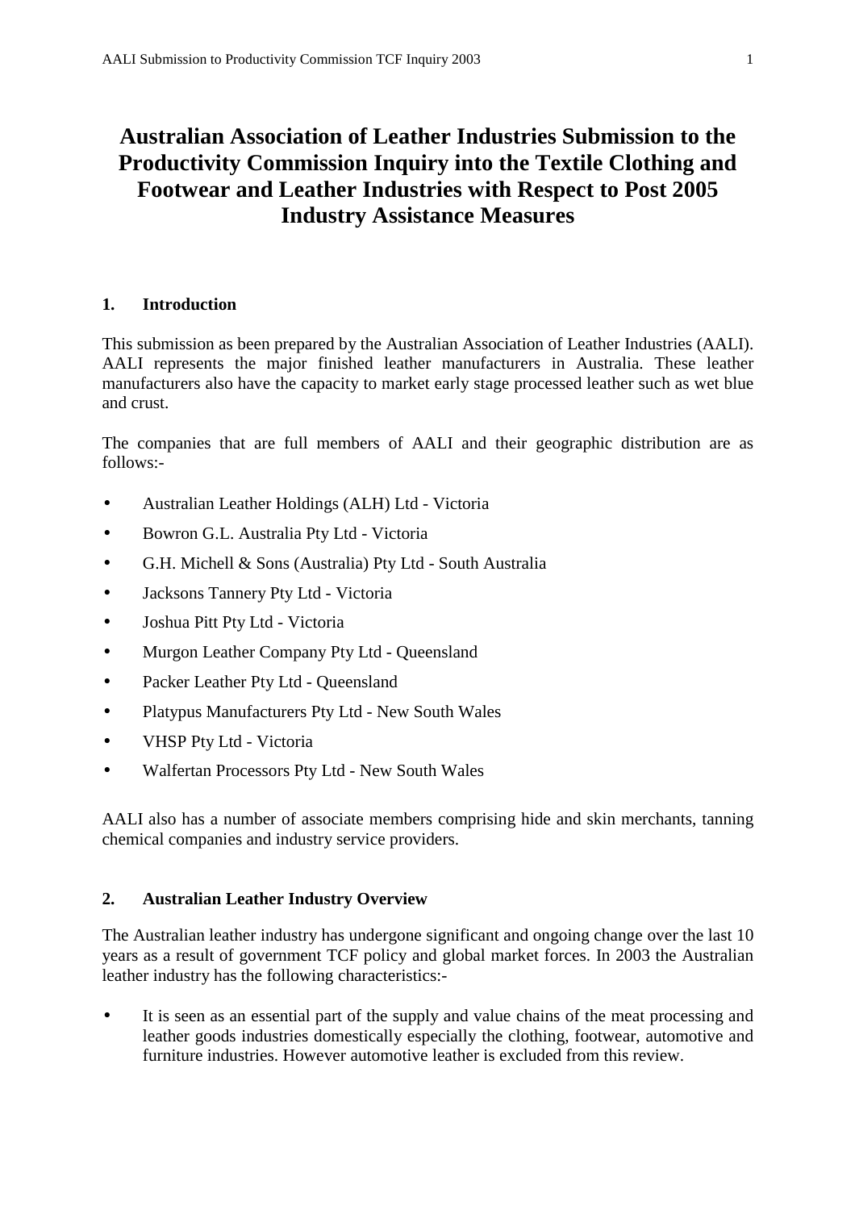# Australian Association of Leather Industries Submission to the Productivity Commission Inquiry into the Textile Clothing and Footwear and Leather Industries with Respect to Post 2005 Industry Assistance Measures

## 1. Introduction

This submission as been prepared by the Australian Association of Leather Industries (AALI). AALI represents the major finished leather manufacturers in Australia. These leather manufacturers also have the capacity to market early stage processed leather such as wet blue and crust.

The companies that are full members of AALI and their geographic distribution are as follows:-

- Australian Leather Holdings (ALH) Ltd - Victoria
- Bowron G.L. Australia Pty Ltd - Victoria
- G.H. Michell & Sons (Australia) Pty Ltd - South Australia
- Jacksons Tannery Pty Ltd - Victoria
- Joshua Pitt Pty Ltd - Victoria
- Murgon Leather Company Pty Ltd - Queensland
- Packer Leather Pty Ltd - Queensland
- Platypus Manufacturers Pty Ltd - New South Wales
- VHSP Pty Ltd - Victoria
- Walfertan Processors Pty Ltd - New South Wales

AALI also has a number of associate members comprising hide and skin merchants, tanning chemical companies and industry service providers.

## 2. Australian Leather Industry Overview

The Australian leather industry has undergone significant and ongoing change over the last 10 years as a result of government TCF policy and global market forces. In 2003 the Australian leather industry has the following characteristics:-

- It is seen as an essential part of the supply and value chains of the meat processing and leather goods industries domestically especially the clothing, footwear, automotive and furniture industries. However automotive leather is excluded from this review.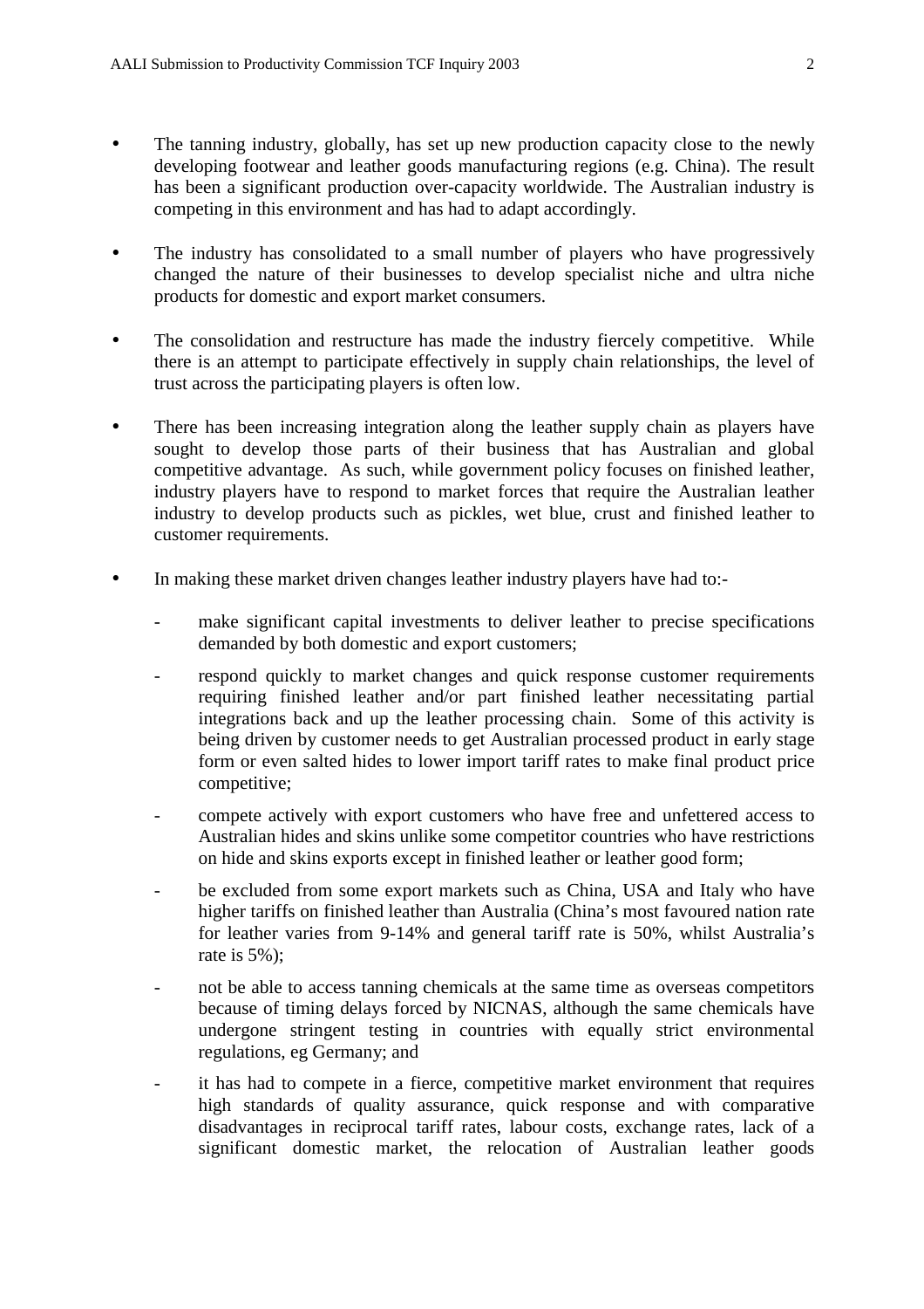- The tanning industry, globally, has set up new production capacity close to the newly developing footwear and leather goods manufacturing regions (e.g. China). The result has been a significant production over-capacity worldwide. The Australian industry is competing in this environment and has had to adapt accordingly.

- The industry has consolidated to a small number of players who have progressively changed the nature of their businesses to develop specialist niche and ultra niche products for domestic and export market consumers.

- The consolidation and restructure has made the industry fiercely competitive. While there is an attempt to participate effectively in supply chain relationships, the level of trust across the participating players is often low.

- There has been increasing integration along the leather supply chain as players have sought to develop those parts of their business that has Australian and global competitive advantage. As such, while government policy focuses on finished leather, industry players have to respond to market forces that require the Australian leather industry to develop products such as pickles, wet blue, crust and finished leather to customer requirements.

- In making these market driven changes leather industry players have had to:-

    - make significant capital investments to deliver leather to precise specifications demanded by both domestic and export customers;

    - respond quickly to market changes and quick response customer requirements requiring finished leather and/or part finished leather necessitating partial integrations back and up the leather processing chain. Some of this activity is being driven by customer needs to get Australian processed product in early stage form or even salted hides to lower import tariff rates to make final product price competitive;

    - compete actively with export customers who have free and unfettered access to Australian hides and skins unlike some competitor countries who have restrictions on hide and skins exports except in finished leather or leather good form;

    - be excluded from some export markets such as China, USA and Italy who have higher tariffs on finished leather than Australia (China's most favoured nation rate for leather varies from 9-14% and general tariff rate is 50%, whilst Australia's rate is 5%);

    - not be able to access tanning chemicals at the same time as overseas competitors because of timing delays forced by NICNAS, although the same chemicals have undergone stringent testing in countries with equally strict environmental regulations, eg Germany; and

    - it has had to compete in a fierce, competitive market environment that requires high standards of quality assurance, quick response and with comparative disadvantages in reciprocal tariff rates, labour costs, exchange rates, lack of a significant domestic market, the relocation of Australian leather goods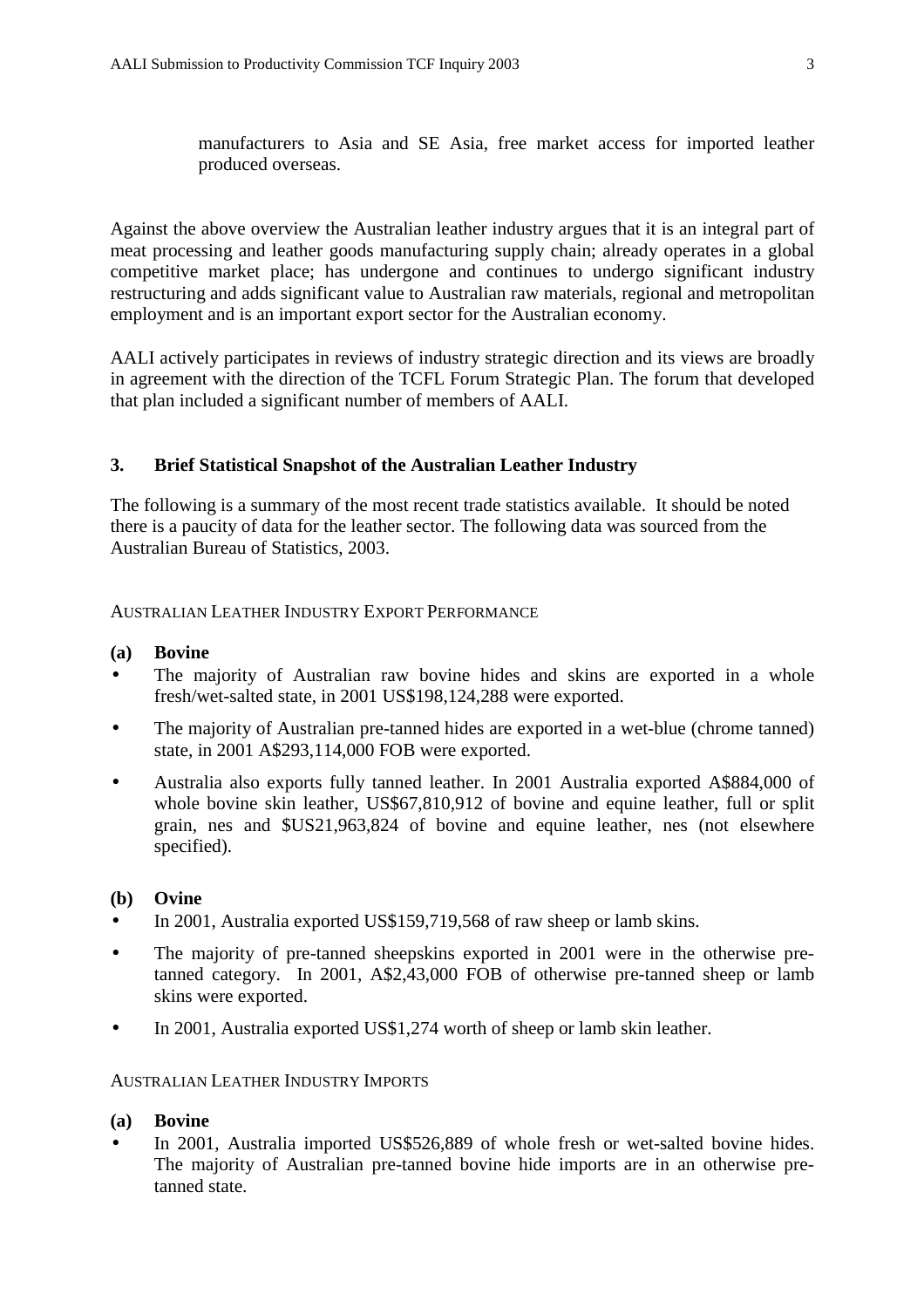manufacturers to Asia and SE Asia, free market access for imported leather produced overseas.

Against the above overview the Australian leather industry argues that it is an integral part of meat processing and leather goods manufacturing supply chain; already operates in a global competitive market place; has undergone and continues to undergo significant industry restructuring and adds significant value to Australian raw materials, regional and metropolitan employment and is an important export sector for the Australian economy.

AALI actively participates in reviews of industry strategic direction and its views are broadly in agreement with the direction of the TCFL Forum Strategic Plan. The forum that developed that plan included a significant number of members of AALI.

## 3. Brief Statistical Snapshot of the Australian Leather Industry

The following is a summary of the most recent trade statistics available. It should be noted there is a paucity of data for the leather sector. The following data was sourced from the Australian Bureau of Statistics, 2003.

AUSTRALIAN LEATHER INDUSTRY EXPORT PERFORMANCE

**(a) Bovine**

- The majority of Australian raw bovine hides and skins are exported in a whole fresh/wet-salted state, in 2001 US$198,124,288 were exported.
- The majority of Australian pre-tanned hides are exported in a wet-blue (chrome tanned) state, in 2001 A$293,114,000 FOB were exported.
- Australia also exports fully tanned leather. In 2001 Australia exported A$884,000 of whole bovine skin leather, US$67,810,912 of bovine and equine leather, full or split grain, nes and $US21,963,824 of bovine and equine leather, nes (not elsewhere specified).

**(b) Ovine**

- In 2001, Australia exported US$159,719,568 of raw sheep or lamb skins.
- The majority of pre-tanned sheepskins exported in 2001 were in the otherwise pre-tanned category. In 2001, A$2,43,000 FOB of otherwise pre-tanned sheep or lamb skins were exported.
- In 2001, Australia exported US$1,274 worth of sheep or lamb skin leather.

AUSTRALIAN LEATHER INDUSTRY IMPORTS

**(a) Bovine**

- In 2001, Australia imported US$526,889 of whole fresh or wet-salted bovine hides. The majority of Australian pre-tanned bovine hide imports are in an otherwise pre-tanned state.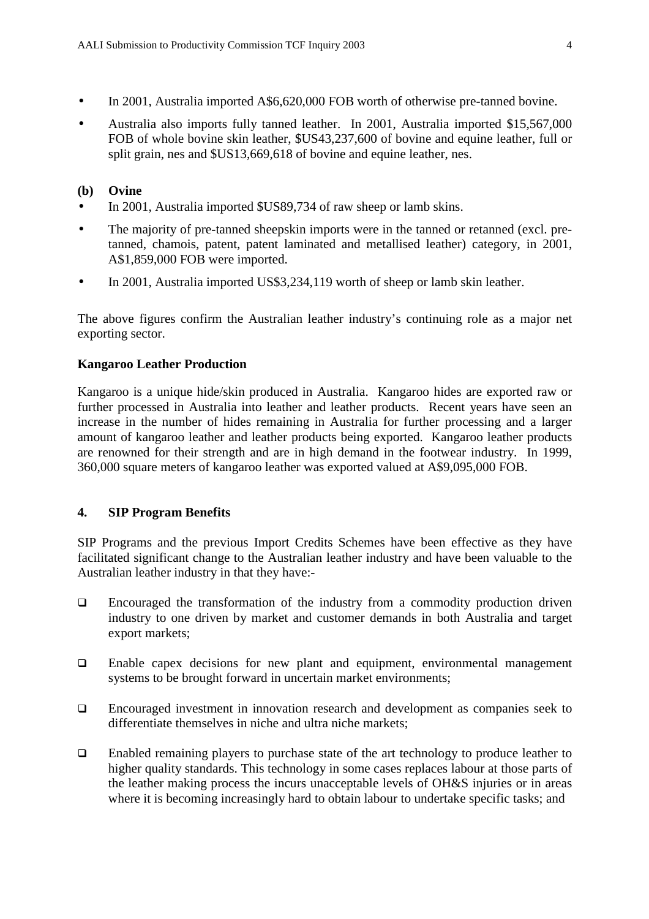- In 2001, Australia imported A$6,620,000 FOB worth of otherwise pre-tanned bovine.
- Australia also imports fully tanned leather. In 2001, Australia imported $15,567,000 FOB of whole bovine skin leather, $US43,237,600 of bovine and equine leather, full or split grain, nes and $US13,669,618 of bovine and equine leather, nes.

**(b) Ovine**

- In 2001, Australia imported $US89,734 of raw sheep or lamb skins.
- The majority of pre-tanned sheepskin imports were in the tanned or retanned (excl. pre-tanned, chamois, patent, patent laminated and metallised leather) category, in 2001, A$1,859,000 FOB were imported.
- In 2001, Australia imported US$3,234,119 worth of sheep or lamb skin leather.

The above figures confirm the Australian leather industry's continuing role as a major net exporting sector.

**Kangaroo Leather Production**

Kangaroo is a unique hide/skin produced in Australia. Kangaroo hides are exported raw or further processed in Australia into leather and leather products. Recent years have seen an increase in the number of hides remaining in Australia for further processing and a larger amount of kangaroo leather and leather products being exported. Kangaroo leather products are renowned for their strength and are in high demand in the footwear industry. In 1999, 360,000 square meters of kangaroo leather was exported valued at A$9,095,000 FOB.

## 4. SIP Program Benefits

SIP Programs and the previous Import Credits Schemes have been effective as they have facilitated significant change to the Australian leather industry and have been valuable to the Australian leather industry in that they have:-

- Encouraged the transformation of the industry from a commodity production driven industry to one driven by market and customer demands in both Australia and target export markets;
- Enable capex decisions for new plant and equipment, environmental management systems to be brought forward in uncertain market environments;
- Encouraged investment in innovation research and development as companies seek to differentiate themselves in niche and ultra niche markets;
- Enabled remaining players to purchase state of the art technology to produce leather to higher quality standards. This technology in some cases replaces labour at those parts of the leather making process the incurs unacceptable levels of OH&S injuries or in areas where it is becoming increasingly hard to obtain labour to undertake specific tasks; and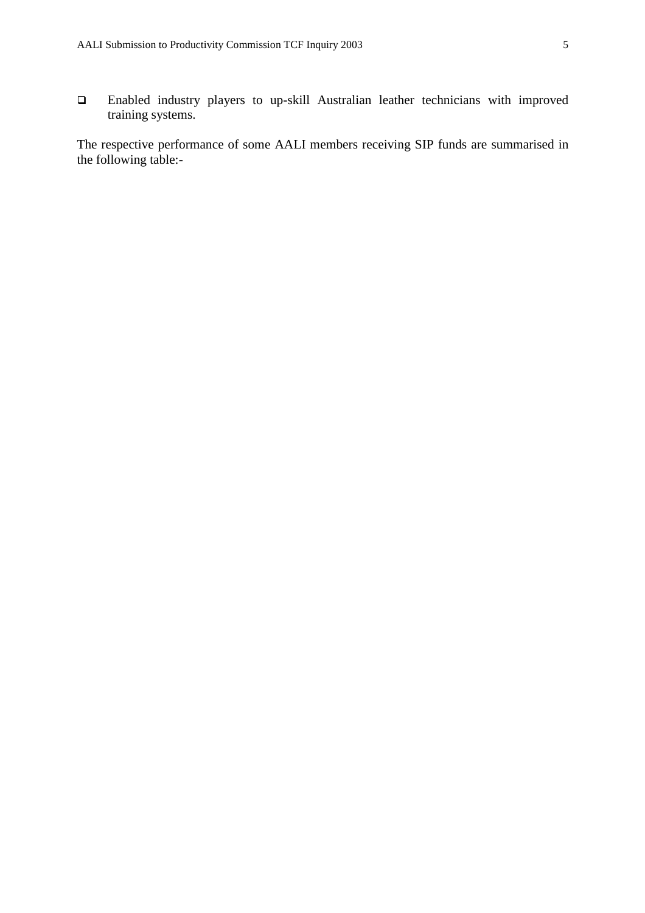- Enabled industry players to up-skill Australian leather technicians with improved training systems.

The respective performance of some AALI members receiving SIP funds are summarised in the following table:-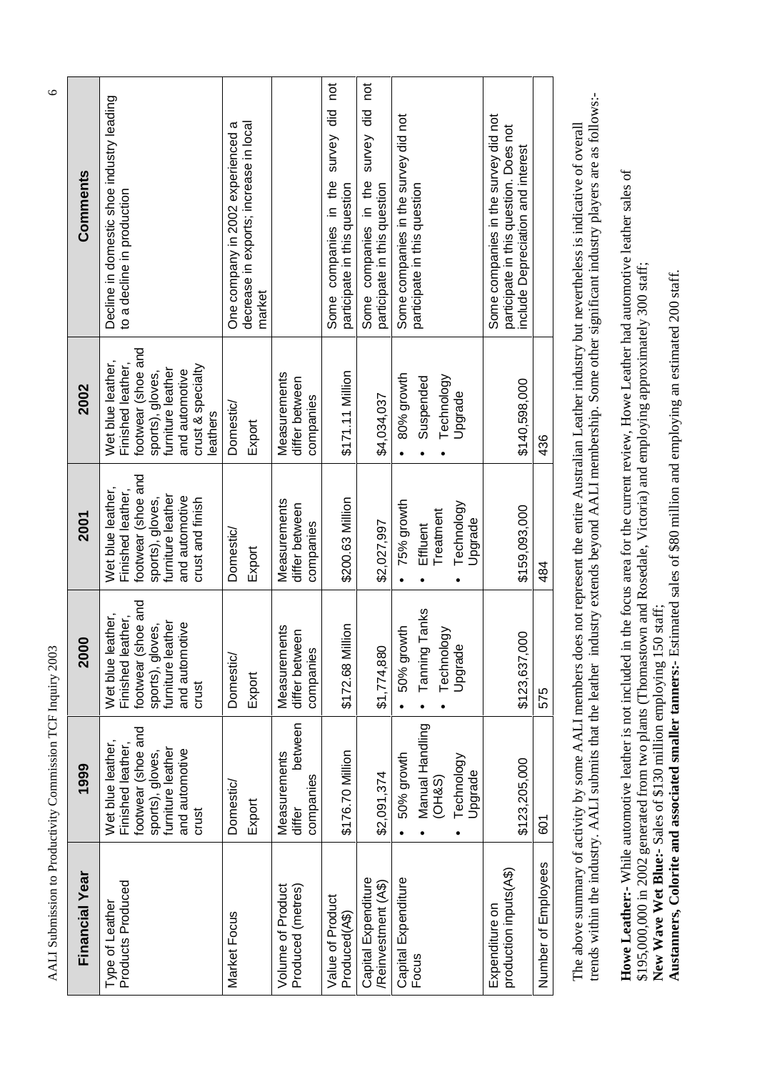| Financial Year | 1999 | 2000 | 2001 | 2002 | Comments |
|---|---|---|---|---|---|
| Type of Leather Products Produced | Wet blue leather, Finished leather, footwear (shoe and sports), gloves, furniture leather and automotive crust | Wet blue leather, Finished leather, footwear (shoe and sports), gloves, furniture leather and automotive crust | Wet blue leather, Finished leather, footwear (shoe and sports), gloves, furniture leather and automotive crust and finish | Wet blue leather, Finished leather, footwear (shoe and sports), gloves, furniture leather and automotive crust & specialty leathers | Decline in domestic shoe industry leading to a decline in production |
| Market Focus | Domestic/ Export | Domestic/ Export | Domestic/ Export | Domestic/ Export | One company in 2002 experienced a decrease in exports; increase in local market |
| Volume of Product Produced (metres) | Measurements differ between companies | Measurements differ between companies | Measurements differ between companies | Measurements differ between companies | |
| Value of Product Produced(A$) | $176.70 Million | $172.68 Million | $200.63 Million | $171.11 Million | Some companies in the survey did not participate in this question |
| Capital Expenditure /Reinvestment (A$) | $2,091,374 | $1,774,880 | $2,027,997 | $4,034,037 | Some companies in the survey did not participate in this question |
| Capital Expenditure Focus | • 50% growth<br>• Manual Handling (OH&S)<br>• Technology Upgrade | • 50% growth<br>• Tanning Tanks<br>• Technology Upgrade | • 75% growth<br>• Effluent Treatment<br>• Technology Upgrade | • 80% growth<br>• Suspended<br>• Technology Upgrade | Some companies in the survey did not participate in this question |
| Expenditure on production inputs(A$) | $123,205,000 | $123,637,000 | $159,093,000 | $140,598,000 | Some companies in the survey did not participate in this question. Does not include Depreciation and interest |
| Number of Employees | 601 | 575 | 484 | 436 | |

The above summary of activity by some AALI members does not represent the entire Australian Leather industry but nevertheless is indicative of overall trends within the industry. AALI submits that the leather industry extends beyond AALI membership. Some other significant industry players are as follows:-

**Howe Leather:-** While automotive leather is not included in the focus area for the current review, Howe Leather had automotive leather sales of $195,000,000 in 2002 generated from two plants (Thomastown and Rosedale, Victoria) and employing approximately 300 staff;
**New Wave Wet Blue:-** Sales of $130 million employing 150 staff;
**Austanners, Colorite and associated smaller tanners:-** Estimated sales of $80 million and employing an estimated 200 staff.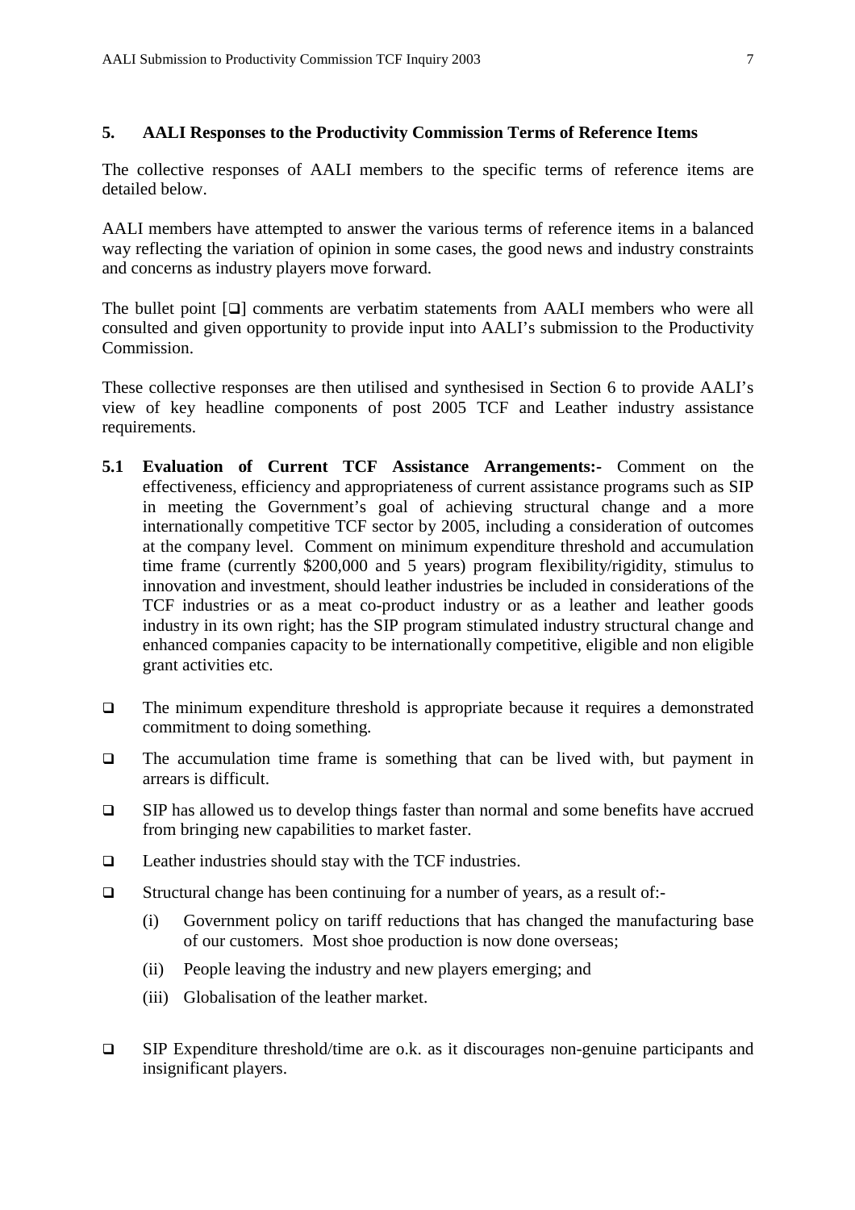## 5. AALI Responses to the Productivity Commission Terms of Reference Items

The collective responses of AALI members to the specific terms of reference items are detailed below.

AALI members have attempted to answer the various terms of reference items in a balanced way reflecting the variation of opinion in some cases, the good news and industry constraints and concerns as industry players move forward.

The bullet point [❑] comments are verbatim statements from AALI members who were all consulted and given opportunity to provide input into AALI's submission to the Productivity Commission.

These collective responses are then utilised and synthesised in Section 6 to provide AALI's view of key headline components of post 2005 TCF and Leather industry assistance requirements.

**5.1 Evaluation of Current TCF Assistance Arrangements:-** Comment on the effectiveness, efficiency and appropriateness of current assistance programs such as SIP in meeting the Government's goal of achieving structural change and a more internationally competitive TCF sector by 2005, including a consideration of outcomes at the company level. Comment on minimum expenditure threshold and accumulation time frame (currently $200,000 and 5 years) program flexibility/rigidity, stimulus to innovation and investment, should leather industries be included in considerations of the TCF industries or as a meat co-product industry or as a leather and leather goods industry in its own right; has the SIP program stimulated industry structural change and enhanced companies capacity to be internationally competitive, eligible and non eligible grant activities etc.

- ❑ The minimum expenditure threshold is appropriate because it requires a demonstrated commitment to doing something.
- ❑ The accumulation time frame is something that can be lived with, but payment in arrears is difficult.
- ❑ SIP has allowed us to develop things faster than normal and some benefits have accrued from bringing new capabilities to market faster.
- ❑ Leather industries should stay with the TCF industries.
- ❑ Structural change has been continuing for a number of years, as a result of:-
  - (i) Government policy on tariff reductions that has changed the manufacturing base of our customers. Most shoe production is now done overseas;
  - (ii) People leaving the industry and new players emerging; and
  - (iii) Globalisation of the leather market.
- ❑ SIP Expenditure threshold/time are o.k. as it discourages non-genuine participants and insignificant players.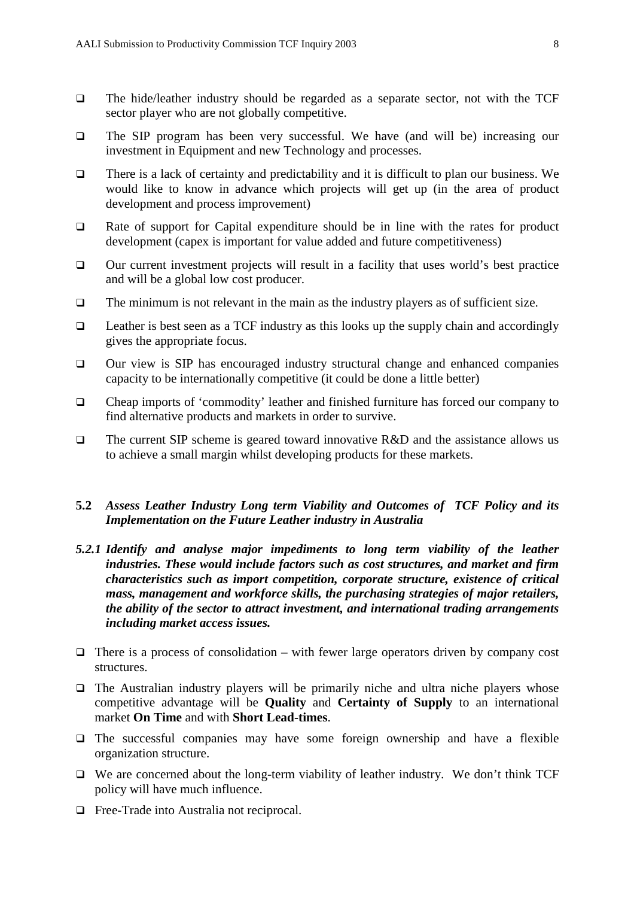- The hide/leather industry should be regarded as a separate sector, not with the TCF sector player who are not globally competitive.
- The SIP program has been very successful. We have (and will be) increasing our investment in Equipment and new Technology and processes.
- There is a lack of certainty and predictability and it is difficult to plan our business. We would like to know in advance which projects will get up (in the area of product development and process improvement)
- Rate of support for Capital expenditure should be in line with the rates for product development (capex is important for value added and future competitiveness)
- Our current investment projects will result in a facility that uses world's best practice and will be a global low cost producer.
- The minimum is not relevant in the main as the industry players as of sufficient size.
- Leather is best seen as a TCF industry as this looks up the supply chain and accordingly gives the appropriate focus.
- Our view is SIP has encouraged industry structural change and enhanced companies capacity to be internationally competitive (it could be done a little better)
- Cheap imports of 'commodity' leather and finished furniture has forced our company to find alternative products and markets in order to survive.
- The current SIP scheme is geared toward innovative R&D and the assistance allows us to achieve a small margin whilst developing products for these markets.

### 5.2 *Assess Leather Industry Long term Viability and Outcomes of TCF Policy and its Implementation on the Future Leather industry in Australia*

#### *5.2.1 Identify and analyse major impediments to long term viability of the leather industries. These would include factors such as cost structures, and market and firm characteristics such as import competition, corporate structure, existence of critical mass, management and workforce skills, the purchasing strategies of major retailers, the ability of the sector to attract investment, and international trading arrangements including market access issues.*

- There is a process of consolidation – with fewer large operators driven by company cost structures.
- The Australian industry players will be primarily niche and ultra niche players whose competitive advantage will be **Quality** and **Certainty of Supply** to an international market **On Time** and with **Short Lead-times**.
- The successful companies may have some foreign ownership and have a flexible organization structure.
- We are concerned about the long-term viability of leather industry. We don't think TCF policy will have much influence.
- Free-Trade into Australia not reciprocal.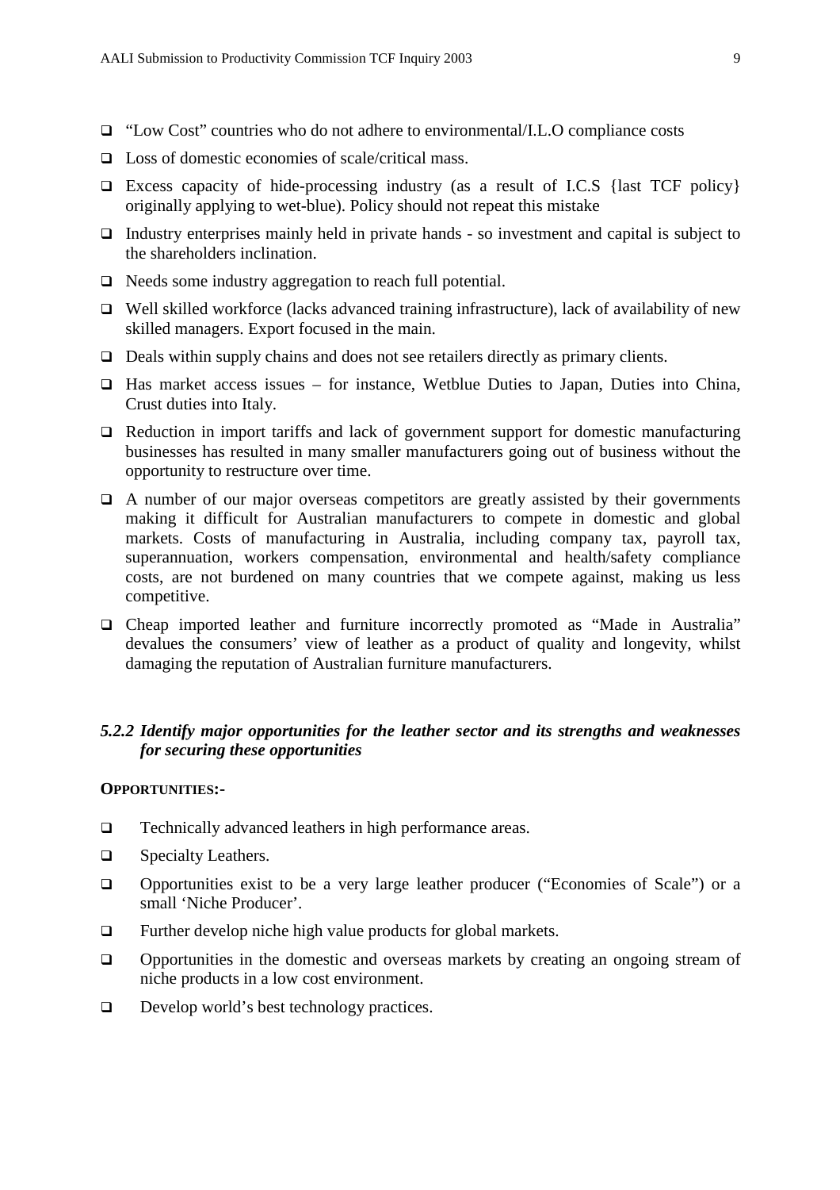- "Low Cost" countries who do not adhere to environmental/I.L.O compliance costs
- Loss of domestic economies of scale/critical mass.
- Excess capacity of hide-processing industry (as a result of I.C.S {last TCF policy} originally applying to wet-blue). Policy should not repeat this mistake
- Industry enterprises mainly held in private hands - so investment and capital is subject to the shareholders inclination.
- Needs some industry aggregation to reach full potential.
- Well skilled workforce (lacks advanced training infrastructure), lack of availability of new skilled managers. Export focused in the main.
- Deals within supply chains and does not see retailers directly as primary clients.
- Has market access issues – for instance, Wetblue Duties to Japan, Duties into China, Crust duties into Italy.
- Reduction in import tariffs and lack of government support for domestic manufacturing businesses has resulted in many smaller manufacturers going out of business without the opportunity to restructure over time.
- A number of our major overseas competitors are greatly assisted by their governments making it difficult for Australian manufacturers to compete in domestic and global markets. Costs of manufacturing in Australia, including company tax, payroll tax, superannuation, workers compensation, environmental and health/safety compliance costs, are not burdened on many countries that we compete against, making us less competitive.
- Cheap imported leather and furniture incorrectly promoted as "Made in Australia" devalues the consumers' view of leather as a product of quality and longevity, whilst damaging the reputation of Australian furniture manufacturers.

### *5.2.2 Identify major opportunities for the leather sector and its strengths and weaknesses for securing these opportunities*

**OPPORTUNITIES:-**

- Technically advanced leathers in high performance areas.
- Specialty Leathers.
- Opportunities exist to be a very large leather producer ("Economies of Scale") or a small 'Niche Producer'.
- Further develop niche high value products for global markets.
- Opportunities in the domestic and overseas markets by creating an ongoing stream of niche products in a low cost environment.
- Develop world's best technology practices.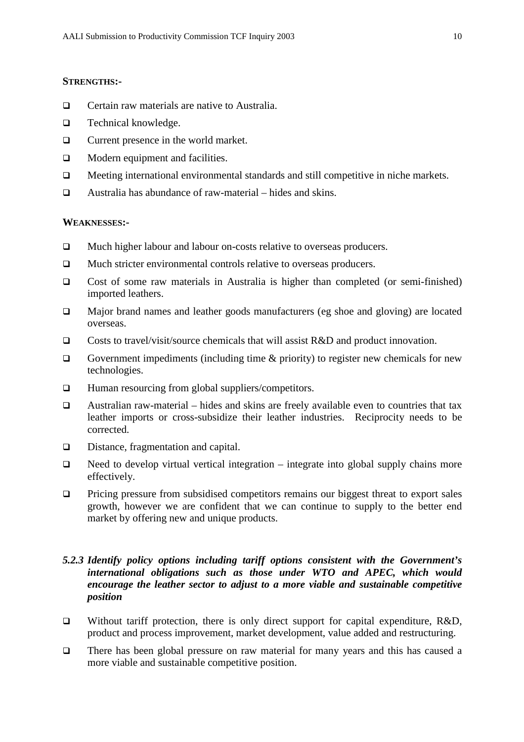**STRENGTHS:-**

- Certain raw materials are native to Australia.
- Technical knowledge.
- Current presence in the world market.
- Modern equipment and facilities.
- Meeting international environmental standards and still competitive in niche markets.
- Australia has abundance of raw-material – hides and skins.

**WEAKNESSES:-**

- Much higher labour and labour on-costs relative to overseas producers.
- Much stricter environmental controls relative to overseas producers.
- Cost of some raw materials in Australia is higher than completed (or semi-finished) imported leathers.
- Major brand names and leather goods manufacturers (eg shoe and gloving) are located overseas.
- Costs to travel/visit/source chemicals that will assist R&D and product innovation.
- Government impediments (including time & priority) to register new chemicals for new technologies.
- Human resourcing from global suppliers/competitors.
- Australian raw-material – hides and skins are freely available even to countries that tax leather imports or cross-subsidize their leather industries. Reciprocity needs to be corrected.
- Distance, fragmentation and capital.
- Need to develop virtual vertical integration – integrate into global supply chains more effectively.
- Pricing pressure from subsidised competitors remains our biggest threat to export sales growth, however we are confident that we can continue to supply to the better end market by offering new and unique products.

### *5.2.3 Identify policy options including tariff options consistent with the Government's international obligations such as those under WTO and APEC, which would encourage the leather sector to adjust to a more viable and sustainable competitive position*

- Without tariff protection, there is only direct support for capital expenditure, R&D, product and process improvement, market development, value added and restructuring.
- There has been global pressure on raw material for many years and this has caused a more viable and sustainable competitive position.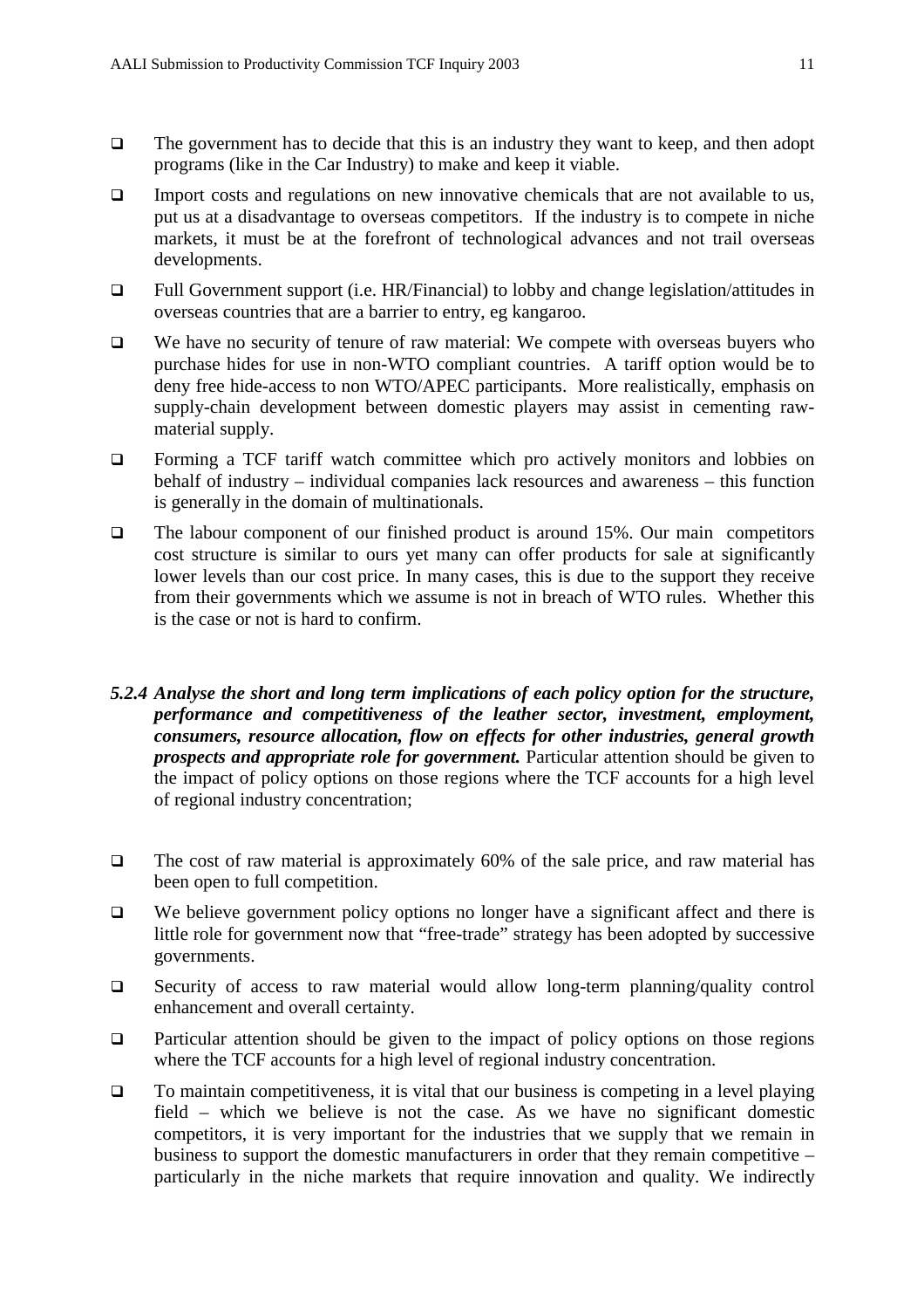- The government has to decide that this is an industry they want to keep, and then adopt programs (like in the Car Industry) to make and keep it viable.
- Import costs and regulations on new innovative chemicals that are not available to us, put us at a disadvantage to overseas competitors. If the industry is to compete in niche markets, it must be at the forefront of technological advances and not trail overseas developments.
- Full Government support (i.e. HR/Financial) to lobby and change legislation/attitudes in overseas countries that are a barrier to entry, eg kangaroo.
- We have no security of tenure of raw material: We compete with overseas buyers who purchase hides for use in non-WTO compliant countries. A tariff option would be to deny free hide-access to non WTO/APEC participants. More realistically, emphasis on supply-chain development between domestic players may assist in cementing raw-material supply.
- Forming a TCF tariff watch committee which pro actively monitors and lobbies on behalf of industry – individual companies lack resources and awareness – this function is generally in the domain of multinationals.
- The labour component of our finished product is around 15%. Our main competitors cost structure is similar to ours yet many can offer products for sale at significantly lower levels than our cost price. In many cases, this is due to the support they receive from their governments which we assume is not in breach of WTO rules. Whether this is the case or not is hard to confirm.

***5.2.4 Analyse the short and long term implications of each policy option for the structure, performance and competitiveness of the leather sector, investment, employment, consumers, resource allocation, flow on effects for other industries, general growth prospects and appropriate role for government.*** Particular attention should be given to the impact of policy options on those regions where the TCF accounts for a high level of regional industry concentration;

- The cost of raw material is approximately 60% of the sale price, and raw material has been open to full competition.
- We believe government policy options no longer have a significant affect and there is little role for government now that "free-trade" strategy has been adopted by successive governments.
- Security of access to raw material would allow long-term planning/quality control enhancement and overall certainty.
- Particular attention should be given to the impact of policy options on those regions where the TCF accounts for a high level of regional industry concentration.
- To maintain competitiveness, it is vital that our business is competing in a level playing field – which we believe is not the case. As we have no significant domestic competitors, it is very important for the industries that we supply that we remain in business to support the domestic manufacturers in order that they remain competitive – particularly in the niche markets that require innovation and quality. We indirectly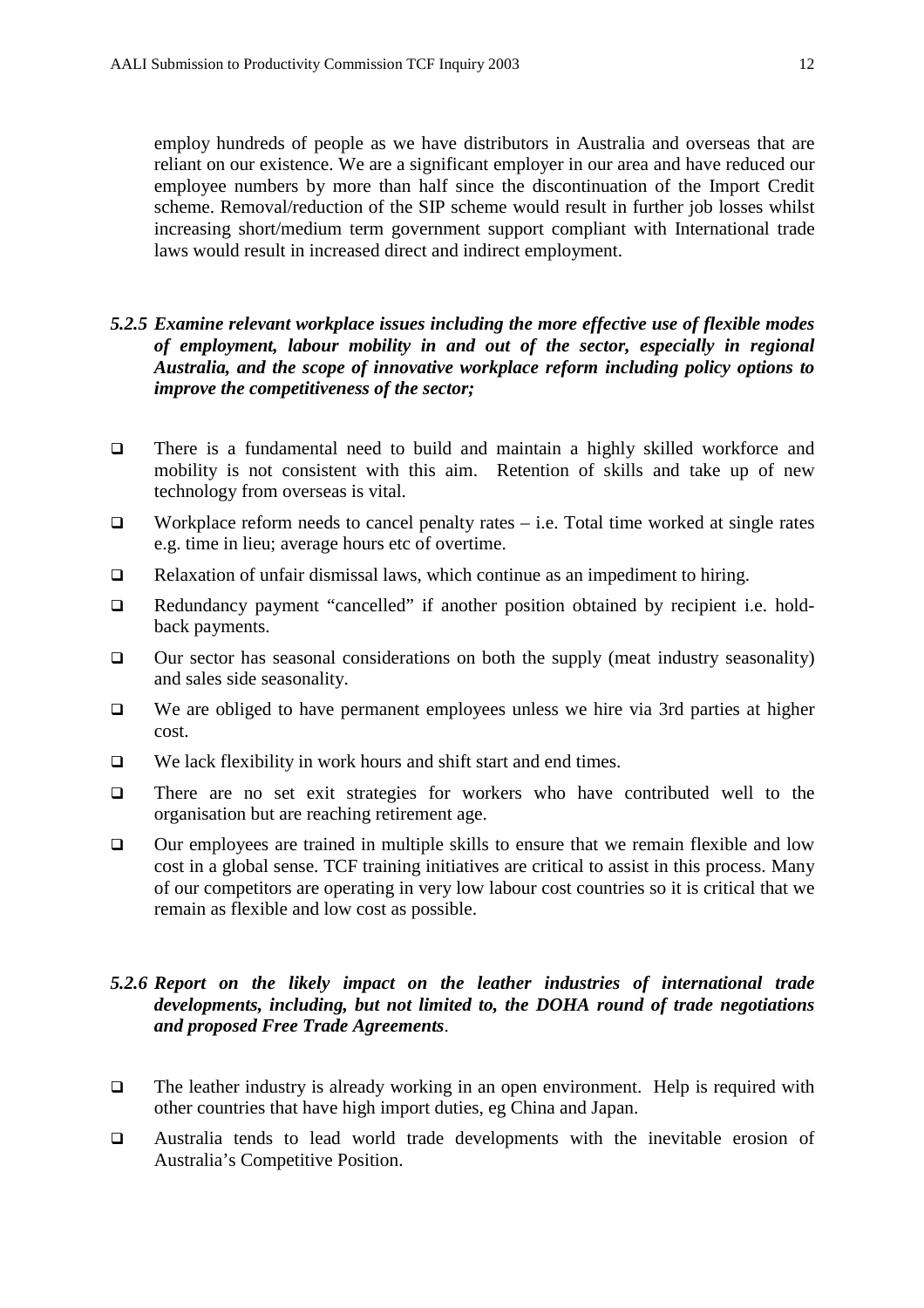employ hundreds of people as we have distributors in Australia and overseas that are reliant on our existence. We are a significant employer in our area and have reduced our employee numbers by more than half since the discontinuation of the Import Credit scheme. Removal/reduction of the SIP scheme would result in further job losses whilst increasing short/medium term government support compliant with International trade laws would result in increased direct and indirect employment.

### *5.2.5 Examine relevant workplace issues including the more effective use of flexible modes of employment, labour mobility in and out of the sector, especially in regional Australia, and the scope of innovative workplace reform including policy options to improve the competitiveness of the sector;*

- There is a fundamental need to build and maintain a highly skilled workforce and mobility is not consistent with this aim. Retention of skills and take up of new technology from overseas is vital.
- Workplace reform needs to cancel penalty rates – i.e. Total time worked at single rates e.g. time in lieu; average hours etc of overtime.
- Relaxation of unfair dismissal laws, which continue as an impediment to hiring.
- Redundancy payment "cancelled" if another position obtained by recipient i.e. hold-back payments.
- Our sector has seasonal considerations on both the supply (meat industry seasonality) and sales side seasonality.
- We are obliged to have permanent employees unless we hire via 3rd parties at higher cost.
- We lack flexibility in work hours and shift start and end times.
- There are no set exit strategies for workers who have contributed well to the organisation but are reaching retirement age.
- Our employees are trained in multiple skills to ensure that we remain flexible and low cost in a global sense. TCF training initiatives are critical to assist in this process. Many of our competitors are operating in very low labour cost countries so it is critical that we remain as flexible and low cost as possible.

### *5.2.6 Report on the likely impact on the leather industries of international trade developments, including, but not limited to, the DOHA round of trade negotiations and proposed Free Trade Agreements*.

- The leather industry is already working in an open environment. Help is required with other countries that have high import duties, eg China and Japan.
- Australia tends to lead world trade developments with the inevitable erosion of Australia's Competitive Position.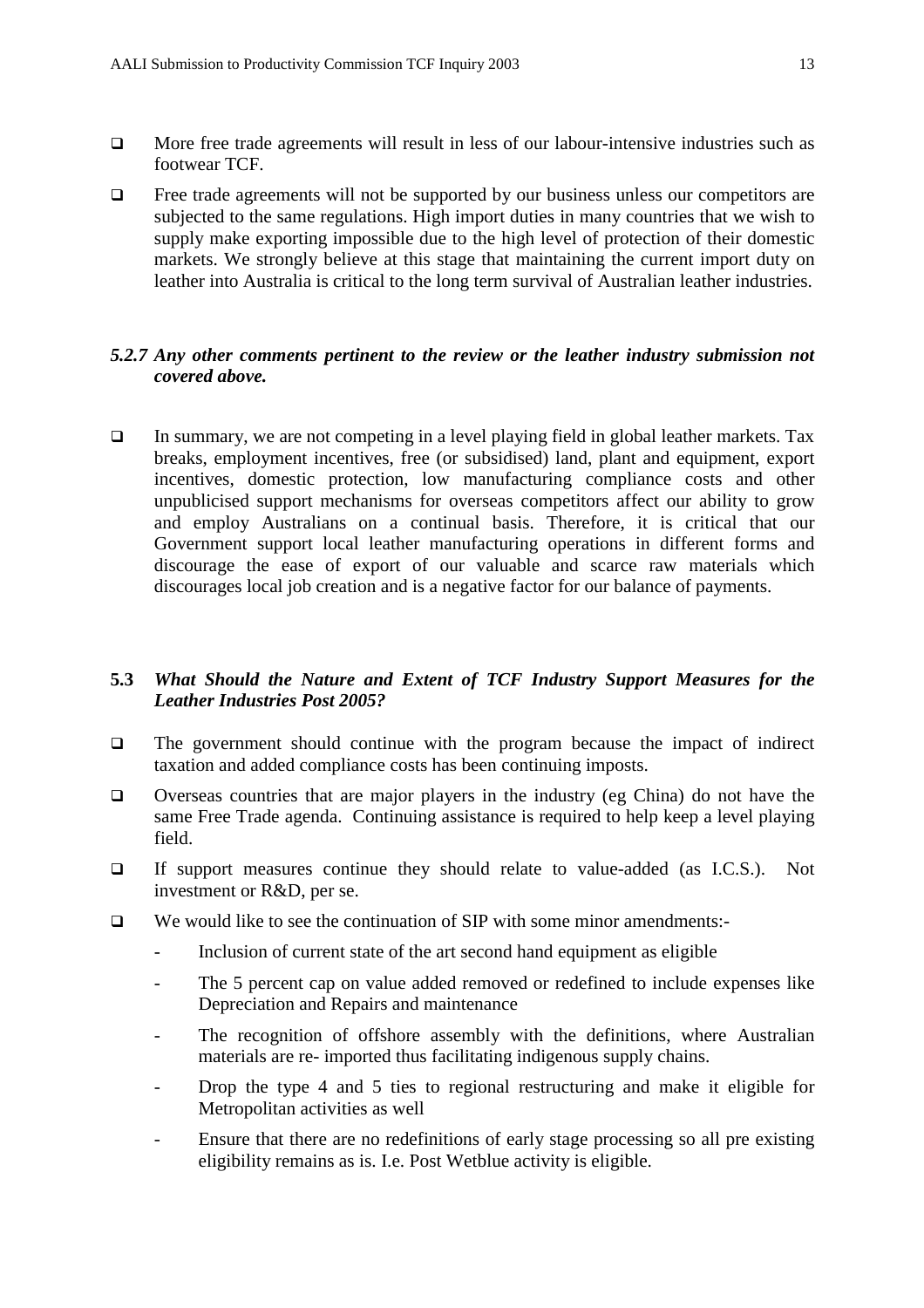- More free trade agreements will result in less of our labour-intensive industries such as footwear TCF.
- Free trade agreements will not be supported by our business unless our competitors are subjected to the same regulations. High import duties in many countries that we wish to supply make exporting impossible due to the high level of protection of their domestic markets. We strongly believe at this stage that maintaining the current import duty on leather into Australia is critical to the long term survival of Australian leather industries.

### *5.2.7 Any other comments pertinent to the review or the leather industry submission not covered above.*

- In summary, we are not competing in a level playing field in global leather markets. Tax breaks, employment incentives, free (or subsidised) land, plant and equipment, export incentives, domestic protection, low manufacturing compliance costs and other unpublicised support mechanisms for overseas competitors affect our ability to grow and employ Australians on a continual basis. Therefore, it is critical that our Government support local leather manufacturing operations in different forms and discourage the ease of export of our valuable and scarce raw materials which discourages local job creation and is a negative factor for our balance of payments.

## **5.3** ***What Should the Nature and Extent of TCF Industry Support Measures for the Leather Industries Post 2005?***

- The government should continue with the program because the impact of indirect taxation and added compliance costs has been continuing imposts.
- Overseas countries that are major players in the industry (eg China) do not have the same Free Trade agenda. Continuing assistance is required to help keep a level playing field.
- If support measures continue they should relate to value-added (as I.C.S.). Not investment or R&D, per se.
- We would like to see the continuation of SIP with some minor amendments:-
  - Inclusion of current state of the art second hand equipment as eligible
  - The 5 percent cap on value added removed or redefined to include expenses like Depreciation and Repairs and maintenance
  - The recognition of offshore assembly with the definitions, where Australian materials are re- imported thus facilitating indigenous supply chains.
  - Drop the type 4 and 5 ties to regional restructuring and make it eligible for Metropolitan activities as well
  - Ensure that there are no redefinitions of early stage processing so all pre existing eligibility remains as is. I.e. Post Wetblue activity is eligible.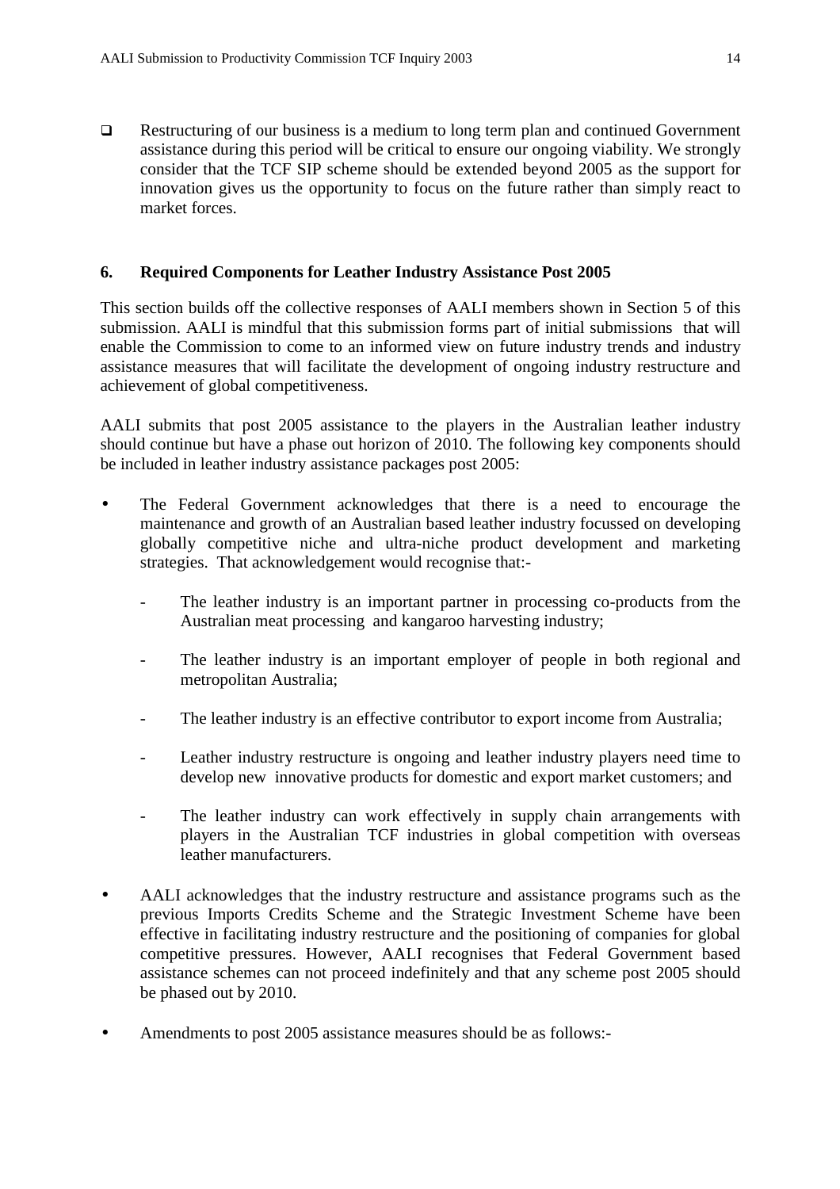- Restructuring of our business is a medium to long term plan and continued Government assistance during this period will be critical to ensure our ongoing viability. We strongly consider that the TCF SIP scheme should be extended beyond 2005 as the support for innovation gives us the opportunity to focus on the future rather than simply react to market forces.

## 6. Required Components for Leather Industry Assistance Post 2005

This section builds off the collective responses of AALI members shown in Section 5 of this submission. AALI is mindful that this submission forms part of initial submissions that will enable the Commission to come to an informed view on future industry trends and industry assistance measures that will facilitate the development of ongoing industry restructure and achievement of global competitiveness.

AALI submits that post 2005 assistance to the players in the Australian leather industry should continue but have a phase out horizon of 2010. The following key components should be included in leather industry assistance packages post 2005:

- The Federal Government acknowledges that there is a need to encourage the maintenance and growth of an Australian based leather industry focussed on developing globally competitive niche and ultra-niche product development and marketing strategies. That acknowledgement would recognise that:-
  - The leather industry is an important partner in processing co-products from the Australian meat processing and kangaroo harvesting industry;
  - The leather industry is an important employer of people in both regional and metropolitan Australia;
  - The leather industry is an effective contributor to export income from Australia;
  - Leather industry restructure is ongoing and leather industry players need time to develop new innovative products for domestic and export market customers; and
  - The leather industry can work effectively in supply chain arrangements with players in the Australian TCF industries in global competition with overseas leather manufacturers.
- AALI acknowledges that the industry restructure and assistance programs such as the previous Imports Credits Scheme and the Strategic Investment Scheme have been effective in facilitating industry restructure and the positioning of companies for global competitive pressures. However, AALI recognises that Federal Government based assistance schemes can not proceed indefinitely and that any scheme post 2005 should be phased out by 2010.
- Amendments to post 2005 assistance measures should be as follows:-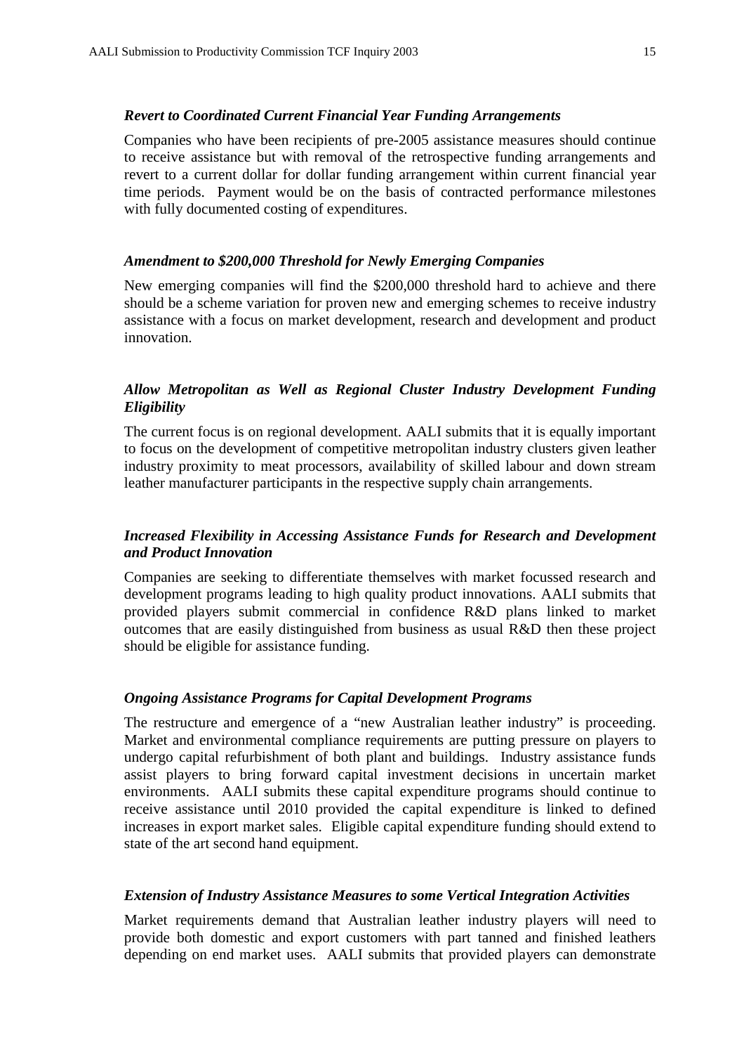### *Revert to Coordinated Current Financial Year Funding Arrangements*

Companies who have been recipients of pre-2005 assistance measures should continue to receive assistance but with removal of the retrospective funding arrangements and revert to a current dollar for dollar funding arrangement within current financial year time periods. Payment would be on the basis of contracted performance milestones with fully documented costing of expenditures.

### *Amendment to $200,000 Threshold for Newly Emerging Companies*

New emerging companies will find the $200,000 threshold hard to achieve and there should be a scheme variation for proven new and emerging schemes to receive industry assistance with a focus on market development, research and development and product innovation.

### *Allow Metropolitan as Well as Regional Cluster Industry Development Funding Eligibility*

The current focus is on regional development. AALI submits that it is equally important to focus on the development of competitive metropolitan industry clusters given leather industry proximity to meat processors, availability of skilled labour and down stream leather manufacturer participants in the respective supply chain arrangements.

### *Increased Flexibility in Accessing Assistance Funds for Research and Development and Product Innovation*

Companies are seeking to differentiate themselves with market focussed research and development programs leading to high quality product innovations. AALI submits that provided players submit commercial in confidence R&D plans linked to market outcomes that are easily distinguished from business as usual R&D then these project should be eligible for assistance funding.

### *Ongoing Assistance Programs for Capital Development Programs*

The restructure and emergence of a "new Australian leather industry" is proceeding. Market and environmental compliance requirements are putting pressure on players to undergo capital refurbishment of both plant and buildings. Industry assistance funds assist players to bring forward capital investment decisions in uncertain market environments. AALI submits these capital expenditure programs should continue to receive assistance until 2010 provided the capital expenditure is linked to defined increases in export market sales. Eligible capital expenditure funding should extend to state of the art second hand equipment.

### *Extension of Industry Assistance Measures to some Vertical Integration Activities*

Market requirements demand that Australian leather industry players will need to provide both domestic and export customers with part tanned and finished leathers depending on end market uses. AALI submits that provided players can demonstrate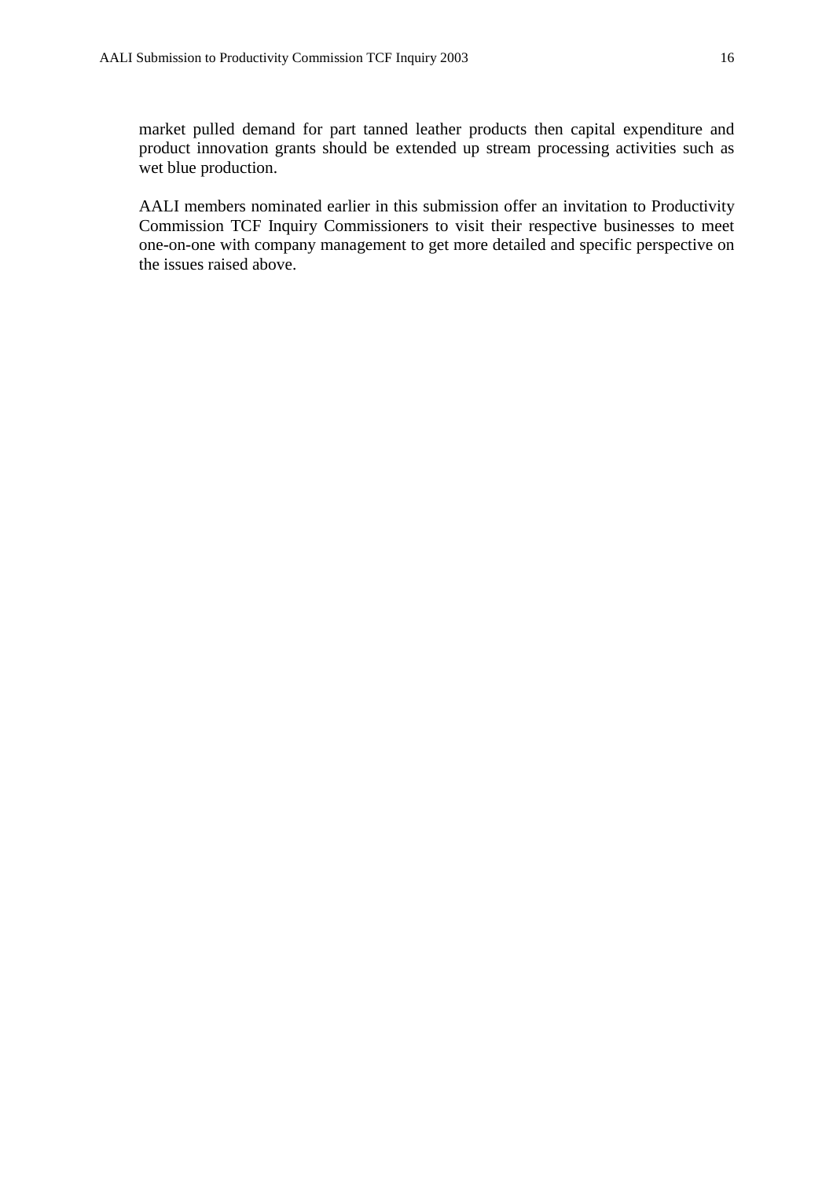market pulled demand for part tanned leather products then capital expenditure and product innovation grants should be extended up stream processing activities such as wet blue production.

AALI members nominated earlier in this submission offer an invitation to Productivity Commission TCF Inquiry Commissioners to visit their respective businesses to meet one-on-one with company management to get more detailed and specific perspective on the issues raised above.